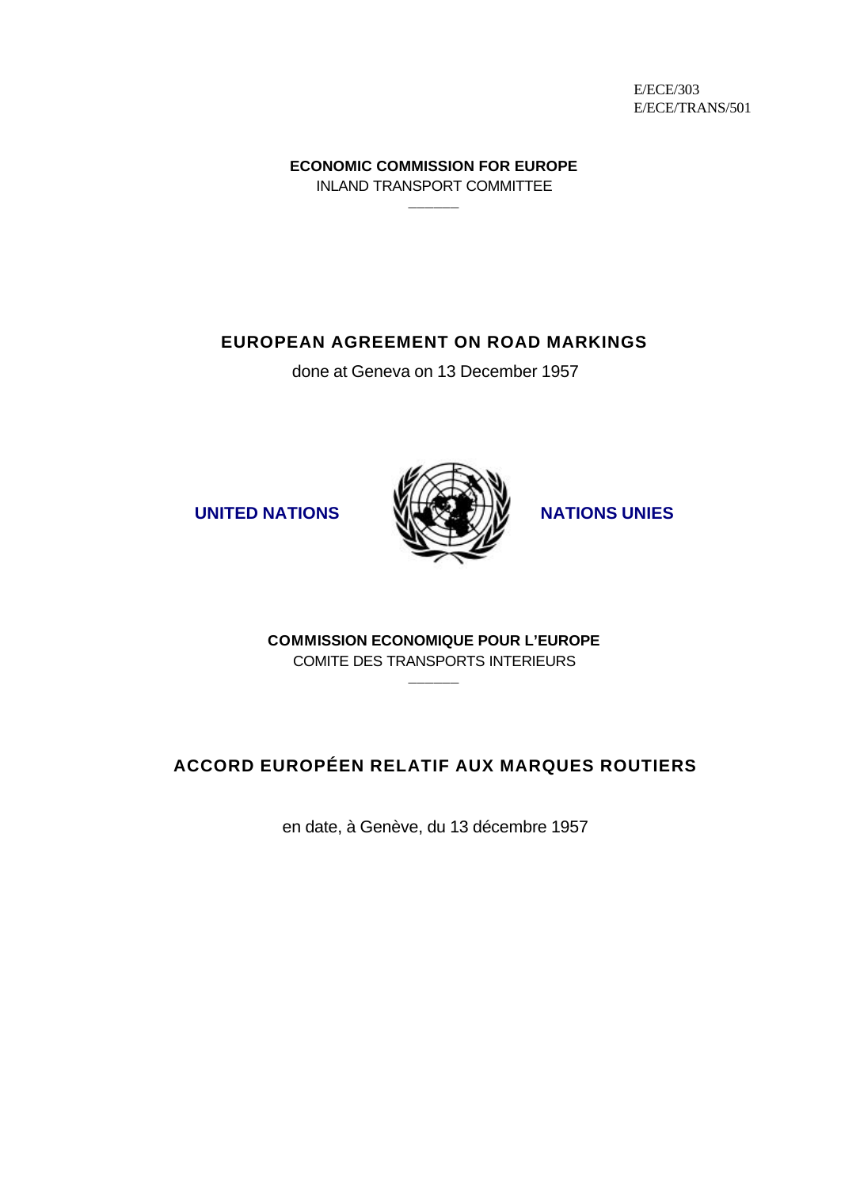E/ECE/303
E/ECE/TRANS/501

**ECONOMIC COMMISSION FOR EUROPE**
INLAND TRANSPORT COMMITTEE

# EUROPEAN AGREEMENT ON ROAD MARKINGS

done at Geneva on 13 December 1957

**UNITED NATIONS** **NATIONS UNIES**

**COMMISSION ECONOMIQUE POUR L'EUROPE**
COMITE DES TRANSPORTS INTERIEURS

# ACCORD EUROPÉEN RELATIF AUX MARQUES ROUTIERS

en date, à Genève, du 13 décembre 1957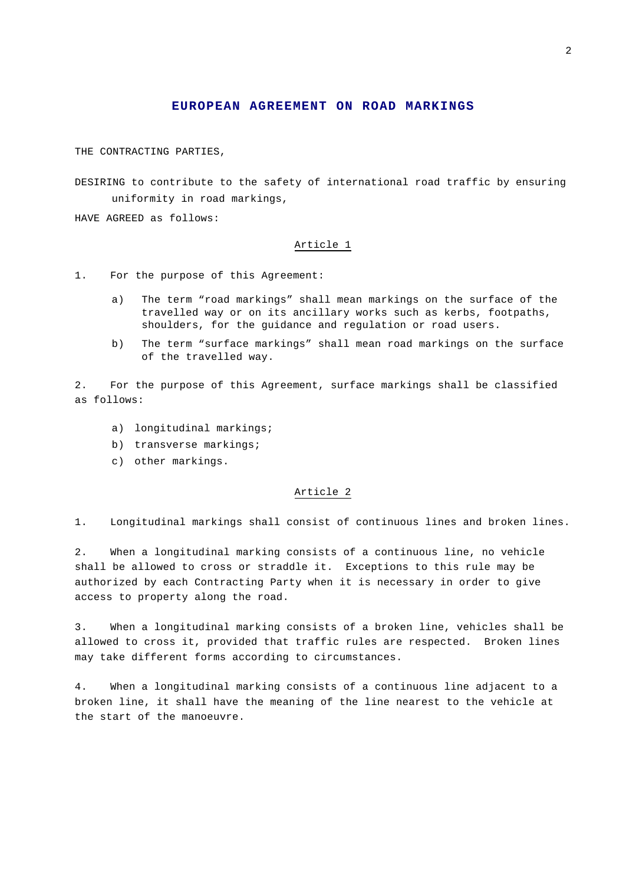# EUROPEAN AGREEMENT ON ROAD MARKINGS

THE CONTRACTING PARTIES,

DESIRING to contribute to the safety of international road traffic by ensuring uniformity in road markings,

HAVE AGREED as follows:

## Article 1

1. For the purpose of this Agreement:

   a) The term "road markings" shall mean markings on the surface of the travelled way or on its ancillary works such as kerbs, footpaths, shoulders, for the guidance and regulation or road users.

   b) The term "surface markings" shall mean road markings on the surface of the travelled way.

2. For the purpose of this Agreement, surface markings shall be classified as follows:

   a) longitudinal markings;
   b) transverse markings;
   c) other markings.

## Article 2

1. Longitudinal markings shall consist of continuous lines and broken lines.

2. When a longitudinal marking consists of a continuous line, no vehicle shall be allowed to cross or straddle it. Exceptions to this rule may be authorized by each Contracting Party when it is necessary in order to give access to property along the road.

3. When a longitudinal marking consists of a broken line, vehicles shall be allowed to cross it, provided that traffic rules are respected. Broken lines may take different forms according to circumstances.

4. When a longitudinal marking consists of a continuous line adjacent to a broken line, it shall have the meaning of the line nearest to the vehicle at the start of the manoeuvre.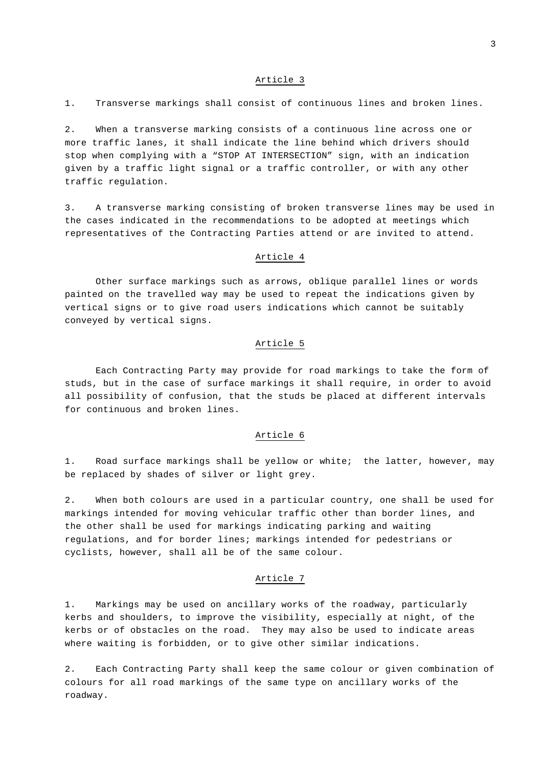## Article 3

1. Transverse markings shall consist of continuous lines and broken lines.

2. When a transverse marking consists of a continuous line across one or more traffic lanes, it shall indicate the line behind which drivers should stop when complying with a "STOP AT INTERSECTION" sign, with an indication given by a traffic light signal or a traffic controller, or with any other traffic regulation.

3. A transverse marking consisting of broken transverse lines may be used in the cases indicated in the recommendations to be adopted at meetings which representatives of the Contracting Parties attend or are invited to attend.

## Article 4

Other surface markings such as arrows, oblique parallel lines or words painted on the travelled way may be used to repeat the indications given by vertical signs or to give road users indications which cannot be suitably conveyed by vertical signs.

## Article 5

Each Contracting Party may provide for road markings to take the form of studs, but in the case of surface markings it shall require, in order to avoid all possibility of confusion, that the studs be placed at different intervals for continuous and broken lines.

## Article 6

1. Road surface markings shall be yellow or white; the latter, however, may be replaced by shades of silver or light grey.

2. When both colours are used in a particular country, one shall be used for markings intended for moving vehicular traffic other than border lines, and the other shall be used for markings indicating parking and waiting regulations, and for border lines; markings intended for pedestrians or cyclists, however, shall all be of the same colour.

## Article 7

1. Markings may be used on ancillary works of the roadway, particularly kerbs and shoulders, to improve the visibility, especially at night, of the kerbs or of obstacles on the road. They may also be used to indicate areas where waiting is forbidden, or to give other similar indications.

2. Each Contracting Party shall keep the same colour or given combination of colours for all road markings of the same type on ancillary works of the roadway.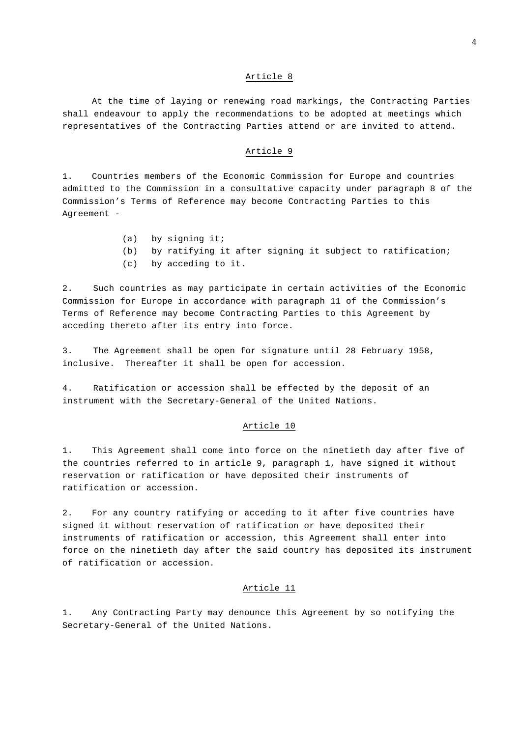## Article 8

At the time of laying or renewing road markings, the Contracting Parties shall endeavour to apply the recommendations to be adopted at meetings which representatives of the Contracting Parties attend or are invited to attend.

## Article 9

1. Countries members of the Economic Commission for Europe and countries admitted to the Commission in a consultative capacity under paragraph 8 of the Commission's Terms of Reference may become Contracting Parties to this Agreement -

(a) by signing it;
(b) by ratifying it after signing it subject to ratification;
(c) by acceding to it.

2. Such countries as may participate in certain activities of the Economic Commission for Europe in accordance with paragraph 11 of the Commission's Terms of Reference may become Contracting Parties to this Agreement by acceding thereto after its entry into force.

3. The Agreement shall be open for signature until 28 February 1958, inclusive. Thereafter it shall be open for accession.

4. Ratification or accession shall be effected by the deposit of an instrument with the Secretary-General of the United Nations.

## Article 10

1. This Agreement shall come into force on the ninetieth day after five of the countries referred to in article 9, paragraph 1, have signed it without reservation or ratification or have deposited their instruments of ratification or accession.

2. For any country ratifying or acceding to it after five countries have signed it without reservation of ratification or have deposited their instruments of ratification or accession, this Agreement shall enter into force on the ninetieth day after the said country has deposited its instrument of ratification or accession.

## Article 11

1. Any Contracting Party may denounce this Agreement by so notifying the Secretary-General of the United Nations.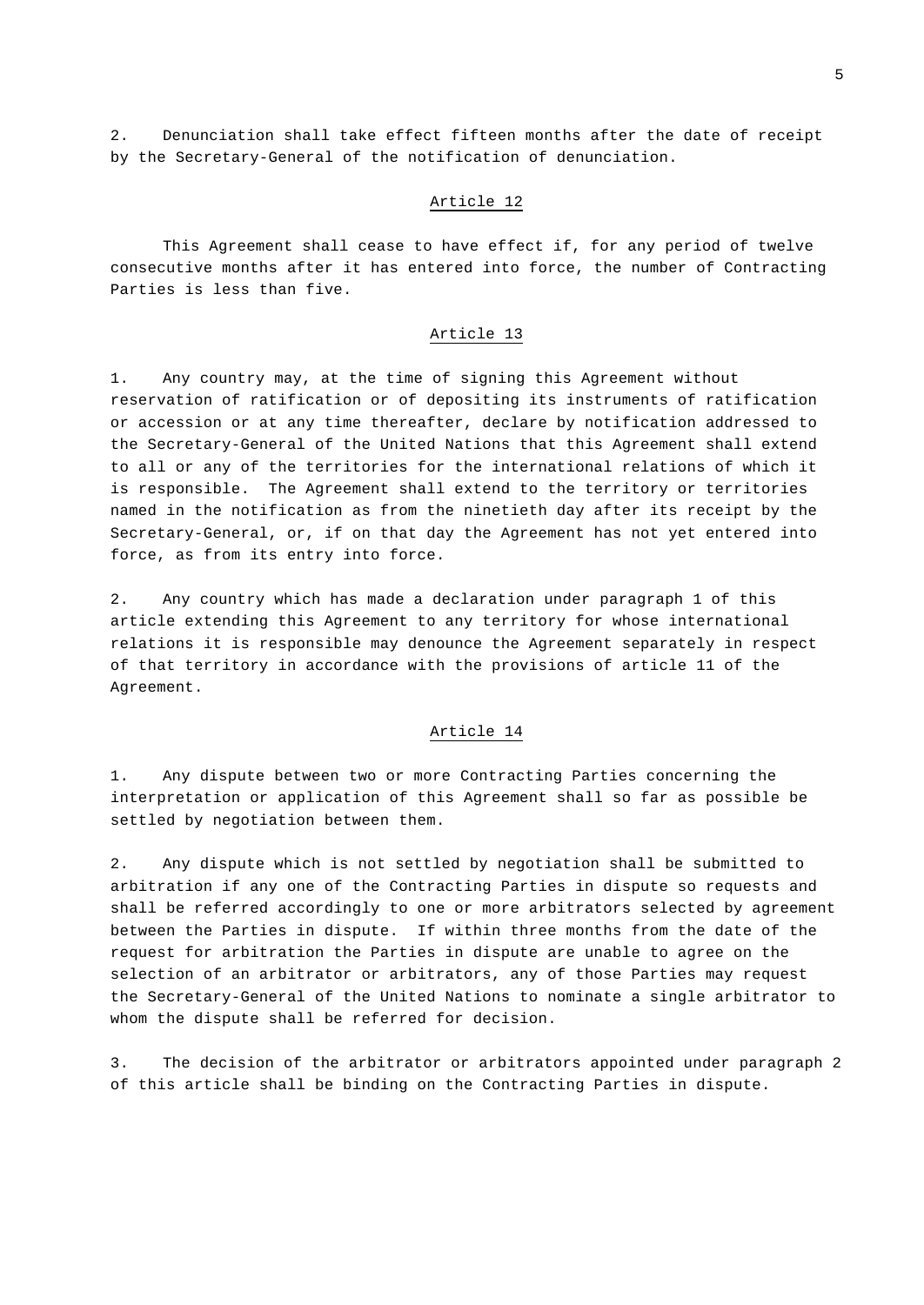2. Denunciation shall take effect fifteen months after the date of receipt by the Secretary-General of the notification of denunciation.

## Article 12

This Agreement shall cease to have effect if, for any period of twelve consecutive months after it has entered into force, the number of Contracting Parties is less than five.

## Article 13

1. Any country may, at the time of signing this Agreement without reservation of ratification or of depositing its instruments of ratification or accession or at any time thereafter, declare by notification addressed to the Secretary-General of the United Nations that this Agreement shall extend to all or any of the territories for the international relations of which it is responsible. The Agreement shall extend to the territory or territories named in the notification as from the ninetieth day after its receipt by the Secretary-General, or, if on that day the Agreement has not yet entered into force, as from its entry into force.

2. Any country which has made a declaration under paragraph 1 of this article extending this Agreement to any territory for whose international relations it is responsible may denounce the Agreement separately in respect of that territory in accordance with the provisions of article 11 of the Agreement.

## Article 14

1. Any dispute between two or more Contracting Parties concerning the interpretation or application of this Agreement shall so far as possible be settled by negotiation between them.

2. Any dispute which is not settled by negotiation shall be submitted to arbitration if any one of the Contracting Parties in dispute so requests and shall be referred accordingly to one or more arbitrators selected by agreement between the Parties in dispute. If within three months from the date of the request for arbitration the Parties in dispute are unable to agree on the selection of an arbitrator or arbitrators, any of those Parties may request the Secretary-General of the United Nations to nominate a single arbitrator to whom the dispute shall be referred for decision.

3. The decision of the arbitrator or arbitrators appointed under paragraph 2 of this article shall be binding on the Contracting Parties in dispute.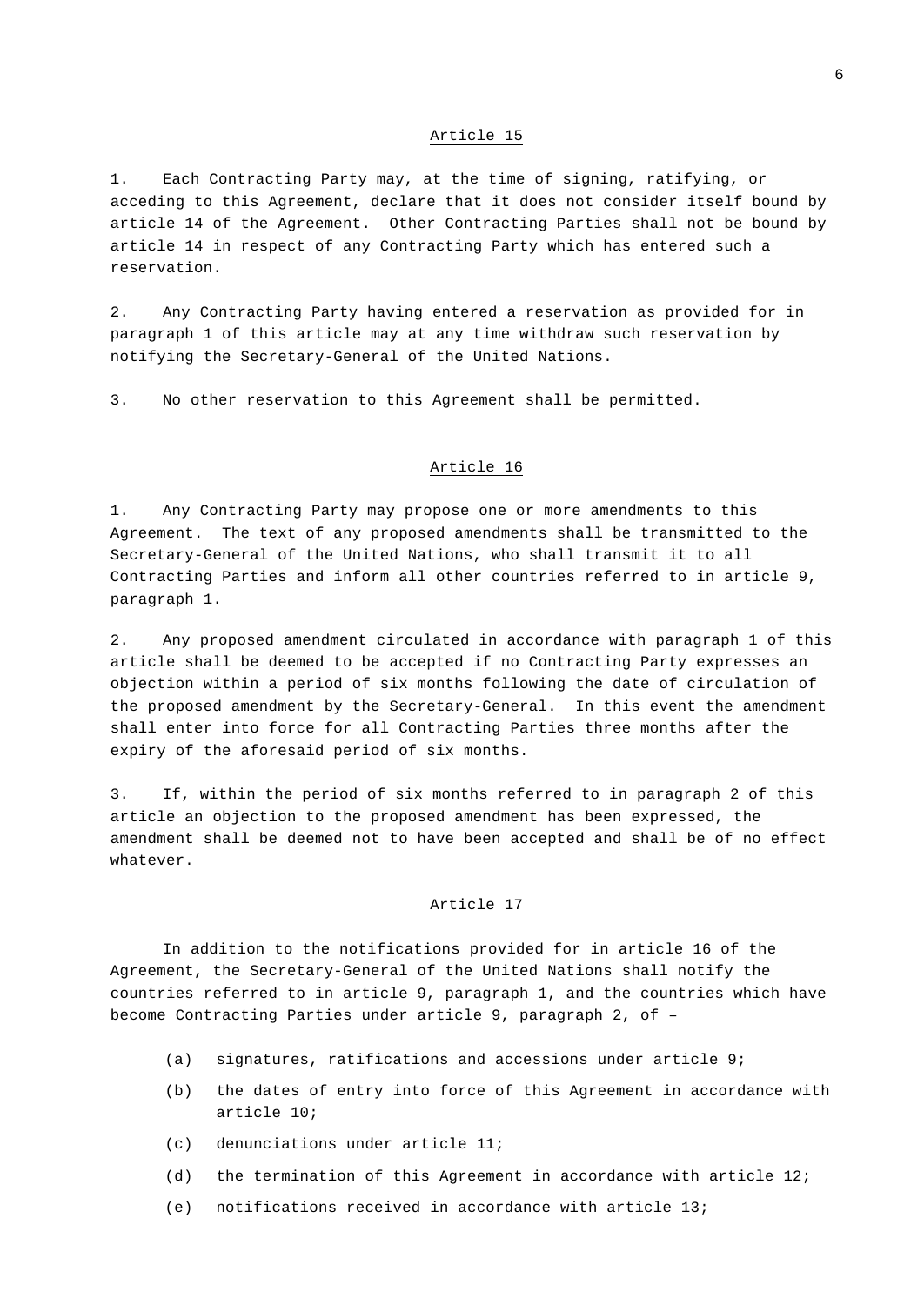## Article 15

1. Each Contracting Party may, at the time of signing, ratifying, or acceding to this Agreement, declare that it does not consider itself bound by article 14 of the Agreement. Other Contracting Parties shall not be bound by article 14 in respect of any Contracting Party which has entered such a reservation.

2. Any Contracting Party having entered a reservation as provided for in paragraph 1 of this article may at any time withdraw such reservation by notifying the Secretary-General of the United Nations.

3. No other reservation to this Agreement shall be permitted.

## Article 16

1. Any Contracting Party may propose one or more amendments to this Agreement. The text of any proposed amendments shall be transmitted to the Secretary-General of the United Nations, who shall transmit it to all Contracting Parties and inform all other countries referred to in article 9, paragraph 1.

2. Any proposed amendment circulated in accordance with paragraph 1 of this article shall be deemed to be accepted if no Contracting Party expresses an objection within a period of six months following the date of circulation of the proposed amendment by the Secretary-General. In this event the amendment shall enter into force for all Contracting Parties three months after the expiry of the aforesaid period of six months.

3. If, within the period of six months referred to in paragraph 2 of this article an objection to the proposed amendment has been expressed, the amendment shall be deemed not to have been accepted and shall be of no effect whatever.

## Article 17

In addition to the notifications provided for in article 16 of the Agreement, the Secretary-General of the United Nations shall notify the countries referred to in article 9, paragraph 1, and the countries which have become Contracting Parties under article 9, paragraph 2, of –

(a) signatures, ratifications and accessions under article 9;

(b) the dates of entry into force of this Agreement in accordance with article 10;

(c) denunciations under article 11;

(d) the termination of this Agreement in accordance with article 12;

(e) notifications received in accordance with article 13;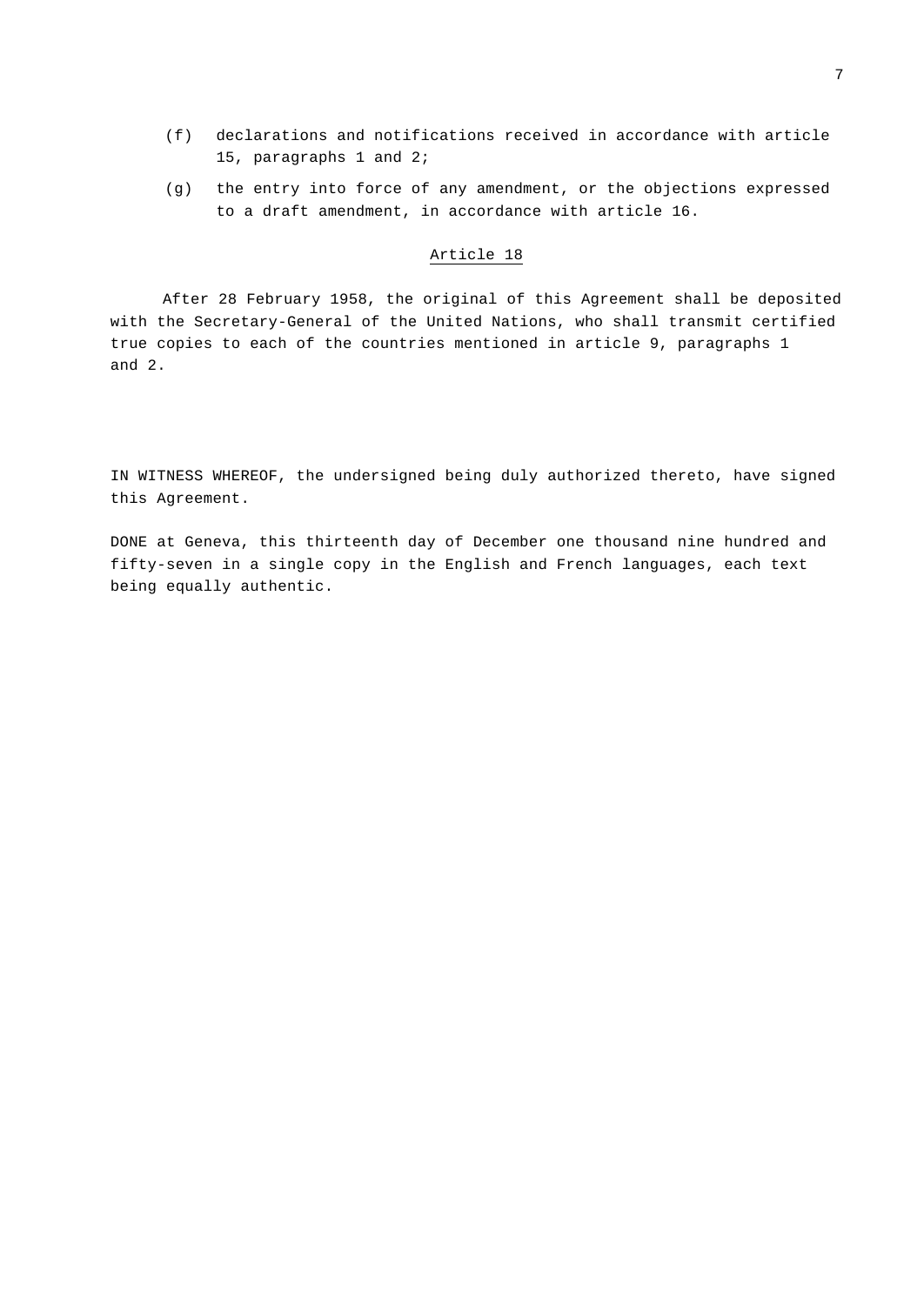(f) declarations and notifications received in accordance with article 15, paragraphs 1 and 2;

(g) the entry into force of any amendment, or the objections expressed to a draft amendment, in accordance with article 16.

## Article 18

After 28 February 1958, the original of this Agreement shall be deposited with the Secretary-General of the United Nations, who shall transmit certified true copies to each of the countries mentioned in article 9, paragraphs 1 and 2.

IN WITNESS WHEREOF, the undersigned being duly authorized thereto, have signed this Agreement.

DONE at Geneva, this thirteenth day of December one thousand nine hundred and fifty-seven in a single copy in the English and French languages, each text being equally authentic.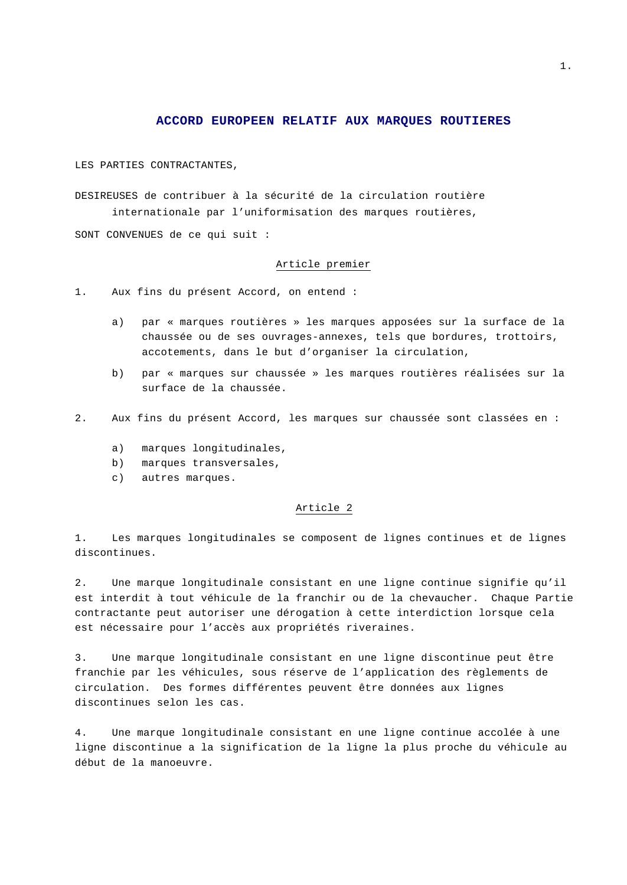# ACCORD EUROPEEN RELATIF AUX MARQUES ROUTIERES

LES PARTIES CONTRACTANTES,

DESIREUSES de contribuer à la sécurité de la circulation routière internationale par l'uniformisation des marques routières,

SONT CONVENUES de ce qui suit :

## Article premier

1. Aux fins du présent Accord, on entend :

   a) par « marques routières » les marques apposées sur la surface de la chaussée ou de ses ouvrages-annexes, tels que bordures, trottoirs, accotements, dans le but d'organiser la circulation,

   b) par « marques sur chaussée » les marques routières réalisées sur la surface de la chaussée.

2. Aux fins du présent Accord, les marques sur chaussée sont classées en :

   a) marques longitudinales,
   b) marques transversales,
   c) autres marques.

## Article 2

1. Les marques longitudinales se composent de lignes continues et de lignes discontinues.

2. Une marque longitudinale consistant en une ligne continue signifie qu'il est interdit à tout véhicule de la franchir ou de la chevaucher. Chaque Partie contractante peut autoriser une dérogation à cette interdiction lorsque cela est nécessaire pour l'accès aux propriétés riveraines.

3. Une marque longitudinale consistant en une ligne discontinue peut être franchie par les véhicules, sous réserve de l'application des règlements de circulation. Des formes différentes peuvent être données aux lignes discontinues selon les cas.

4. Une marque longitudinale consistant en une ligne continue accolée à une ligne discontinue a la signification de la ligne la plus proche du véhicule au début de la manoeuvre.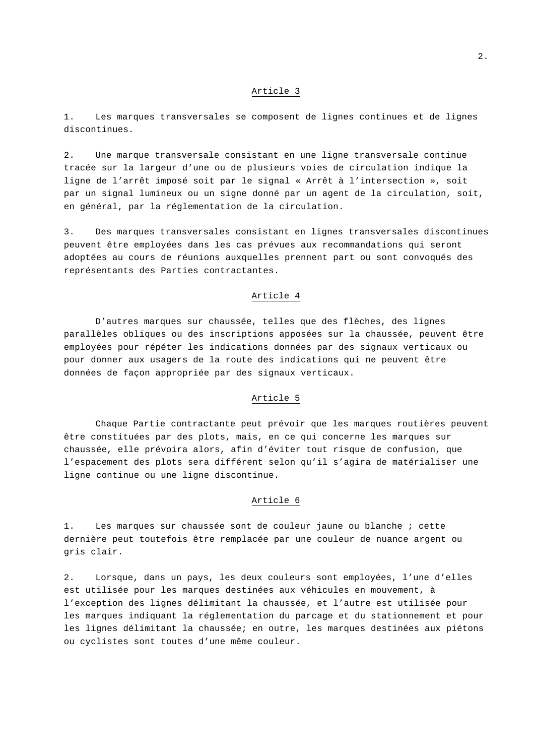### Article 3

1. Les marques transversales se composent de lignes continues et de lignes discontinues.

2. Une marque transversale consistant en une ligne transversale continue tracée sur la largeur d’une ou de plusieurs voies de circulation indique la ligne de l’arrêt imposé soit par le signal « Arrêt à l’intersection », soit par un signal lumineux ou un signe donné par un agent de la circulation, soit, en général, par la réglementation de la circulation.

3. Des marques transversales consistant en lignes transversales discontinues peuvent être employées dans les cas prévues aux recommandations qui seront adoptées au cours de réunions auxquelles prennent part ou sont convoqués des représentants des Parties contractantes.

### Article 4

D’autres marques sur chaussée, telles que des flèches, des lignes parallèles obliques ou des inscriptions apposées sur la chaussée, peuvent être employées pour répéter les indications données par des signaux verticaux ou pour donner aux usagers de la route des indications qui ne peuvent être données de façon appropriée par des signaux verticaux.

### Article 5

Chaque Partie contractante peut prévoir que les marques routières peuvent être constituées par des plots, mais, en ce qui concerne les marques sur chaussée, elle prévoira alors, afin d’éviter tout risque de confusion, que l’espacement des plots sera différent selon qu’il s’agira de matérialiser une ligne continue ou une ligne discontinue.

### Article 6

1. Les marques sur chaussée sont de couleur jaune ou blanche ; cette dernière peut toutefois être remplacée par une couleur de nuance argent ou gris clair.

2. Lorsque, dans un pays, les deux couleurs sont employées, l’une d’elles est utilisée pour les marques destinées aux véhicules en mouvement, à l’exception des lignes délimitant la chaussée, et l’autre est utilisée pour les marques indiquant la réglementation du parcage et du stationnement et pour les lignes délimitant la chaussée; en outre, les marques destinées aux piétons ou cyclistes sont toutes d’une même couleur.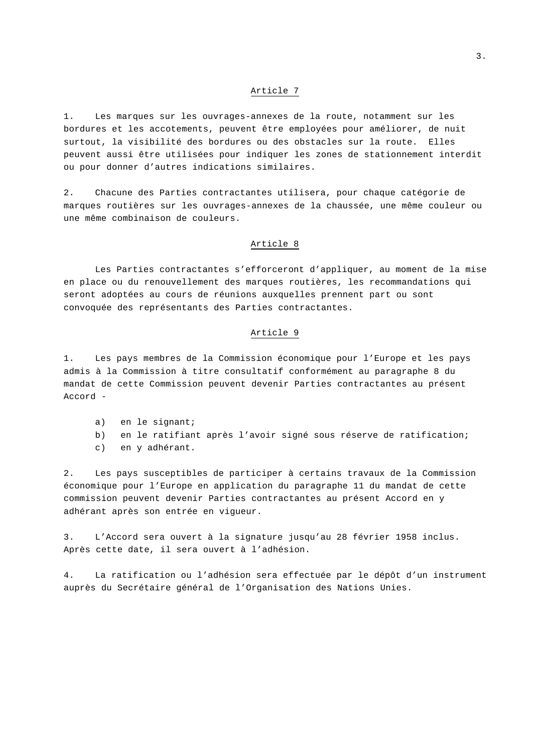### Article 7

1. Les marques sur les ouvrages-annexes de la route, notamment sur les bordures et les accotements, peuvent être employées pour améliorer, de nuit surtout, la visibilité des bordures ou des obstacles sur la route. Elles peuvent aussi être utilisées pour indiquer les zones de stationnement interdit ou pour donner d'autres indications similaires.

2. Chacune des Parties contractantes utilisera, pour chaque catégorie de marques routières sur les ouvrages-annexes de la chaussée, une même couleur ou une même combinaison de couleurs.

### Article 8

Les Parties contractantes s'efforceront d'appliquer, au moment de la mise en place ou du renouvellement des marques routières, les recommandations qui seront adoptées au cours de réunions auxquelles prennent part ou sont convoquée des représentants des Parties contractantes.

### Article 9

1. Les pays membres de la Commission économique pour l'Europe et les pays admis à la Commission à titre consultatif conformément au paragraphe 8 du mandat de cette Commission peuvent devenir Parties contractantes au présent Accord -

   a) en le signant;
   b) en le ratifiant après l'avoir signé sous réserve de ratification;
   c) en y adhérant.

2. Les pays susceptibles de participer à certains travaux de la Commission économique pour l'Europe en application du paragraphe 11 du mandat de cette commission peuvent devenir Parties contractantes au présent Accord en y adhérant après son entrée en vigueur.

3. L'Accord sera ouvert à la signature jusqu'au 28 février 1958 inclus. Après cette date, il sera ouvert à l'adhésion.

4. La ratification ou l'adhésion sera effectuée par le dépôt d'un instrument auprès du Secrétaire général de l'Organisation des Nations Unies.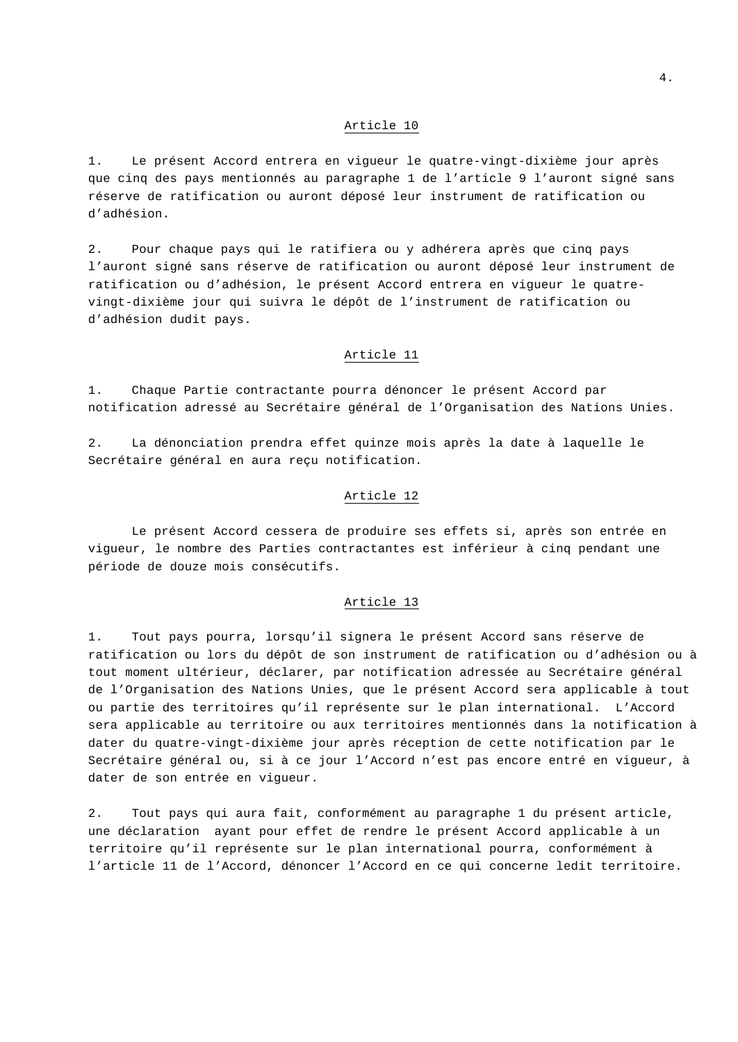## Article 10

1. Le présent Accord entrera en vigueur le quatre-vingt-dixième jour après que cinq des pays mentionnés au paragraphe 1 de l'article 9 l'auront signé sans réserve de ratification ou auront déposé leur instrument de ratification ou d'adhésion.

2. Pour chaque pays qui le ratifiera ou y adhérera après que cinq pays l'auront signé sans réserve de ratification ou auront déposé leur instrument de ratification ou d'adhésion, le présent Accord entrera en vigueur le quatre-vingt-dixième jour qui suivra le dépôt de l'instrument de ratification ou d'adhésion dudit pays.

## Article 11

1. Chaque Partie contractante pourra dénoncer le présent Accord par notification adressé au Secrétaire général de l'Organisation des Nations Unies.

2. La dénonciation prendra effet quinze mois après la date à laquelle le Secrétaire général en aura reçu notification.

## Article 12

Le présent Accord cessera de produire ses effets si, après son entrée en vigueur, le nombre des Parties contractantes est inférieur à cinq pendant une période de douze mois consécutifs.

## Article 13

1. Tout pays pourra, lorsqu'il signera le présent Accord sans réserve de ratification ou lors du dépôt de son instrument de ratification ou d'adhésion ou à tout moment ultérieur, déclarer, par notification adressée au Secrétaire général de l'Organisation des Nations Unies, que le présent Accord sera applicable à tout ou partie des territoires qu'il représente sur le plan international. L'Accord sera applicable au territoire ou aux territoires mentionnés dans la notification à dater du quatre-vingt-dixième jour après réception de cette notification par le Secrétaire général ou, si à ce jour l'Accord n'est pas encore entré en vigueur, à dater de son entrée en vigueur.

2. Tout pays qui aura fait, conformément au paragraphe 1 du présent article, une déclaration ayant pour effet de rendre le présent Accord applicable à un territoire qu'il représente sur le plan international pourra, conformément à l'article 11 de l'Accord, dénoncer l'Accord en ce qui concerne ledit territoire.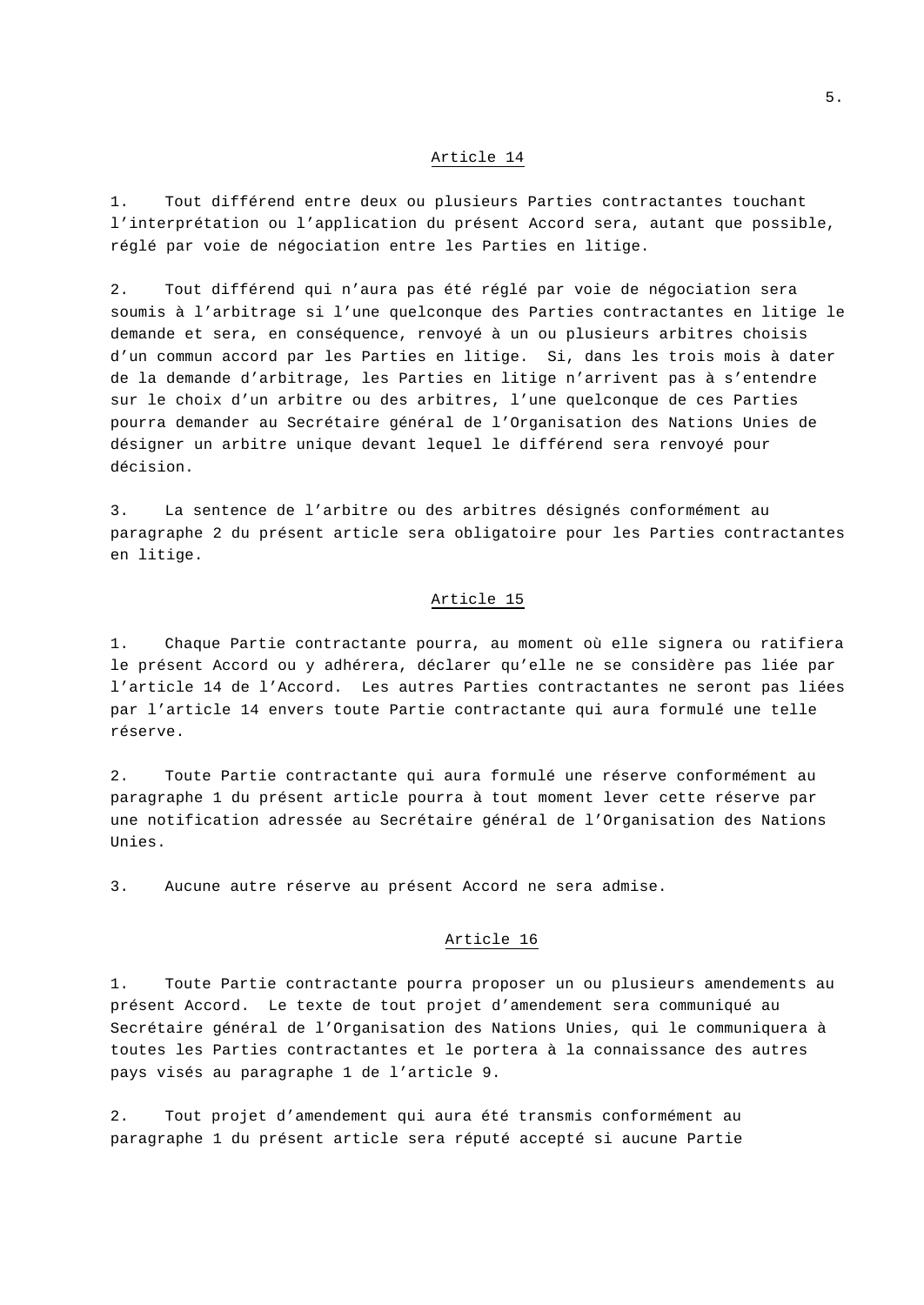## Article 14

1. Tout différend entre deux ou plusieurs Parties contractantes touchant l'interprétation ou l'application du présent Accord sera, autant que possible, réglé par voie de négociation entre les Parties en litige.

2. Tout différend qui n'aura pas été réglé par voie de négociation sera soumis à l'arbitrage si l'une quelconque des Parties contractantes en litige le demande et sera, en conséquence, renvoyé à un ou plusieurs arbitres choisis d'un commun accord par les Parties en litige. Si, dans les trois mois à dater de la demande d'arbitrage, les Parties en litige n'arrivent pas à s'entendre sur le choix d'un arbitre ou des arbitres, l'une quelconque de ces Parties pourra demander au Secrétaire général de l'Organisation des Nations Unies de désigner un arbitre unique devant lequel le différend sera renvoyé pour décision.

3. La sentence de l'arbitre ou des arbitres désignés conformément au paragraphe 2 du présent article sera obligatoire pour les Parties contractantes en litige.

## Article 15

1. Chaque Partie contractante pourra, au moment où elle signera ou ratifiera le présent Accord ou y adhérera, déclarer qu'elle ne se considère pas liée par l'article 14 de l'Accord. Les autres Parties contractantes ne seront pas liées par l'article 14 envers toute Partie contractante qui aura formulé une telle réserve.

2. Toute Partie contractante qui aura formulé une réserve conformément au paragraphe 1 du présent article pourra à tout moment lever cette réserve par une notification adressée au Secrétaire général de l'Organisation des Nations Unies.

3. Aucune autre réserve au présent Accord ne sera admise.

## Article 16

1. Toute Partie contractante pourra proposer un ou plusieurs amendements au présent Accord. Le texte de tout projet d'amendement sera communiqué au Secrétaire général de l'Organisation des Nations Unies, qui le communiquera à toutes les Parties contractantes et le portera à la connaissance des autres pays visés au paragraphe 1 de l'article 9.

2. Tout projet d'amendement qui aura été transmis conformément au paragraphe 1 du présent article sera réputé accepté si aucune Partie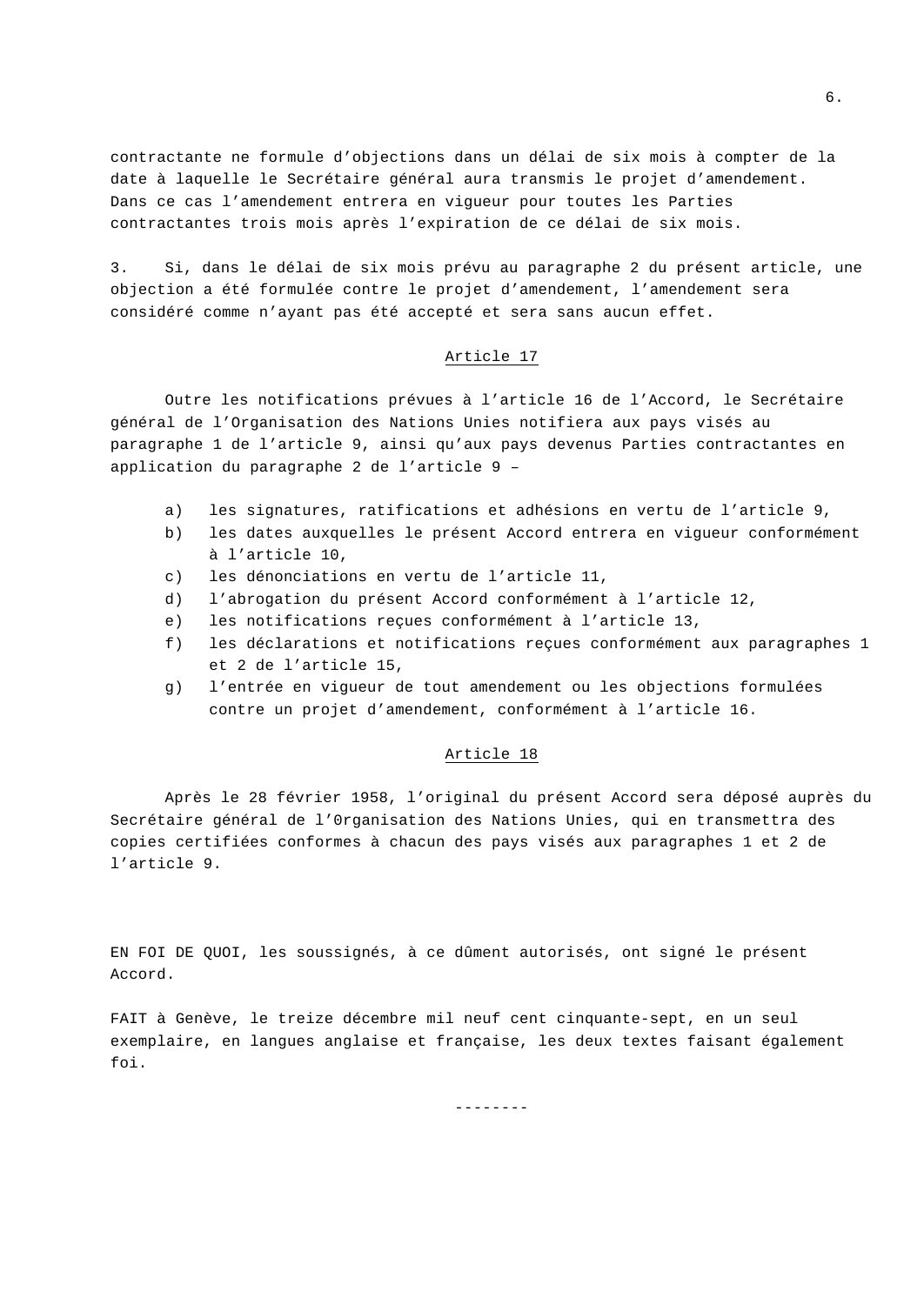contractante ne formule d'objections dans un délai de six mois à compter de la date à laquelle le Secrétaire général aura transmis le projet d'amendement. Dans ce cas l'amendement entrera en vigueur pour toutes les Parties contractantes trois mois après l'expiration de ce délai de six mois.

3. Si, dans le délai de six mois prévu au paragraphe 2 du présent article, une objection a été formulée contre le projet d'amendement, l'amendement sera considéré comme n'ayant pas été accepté et sera sans aucun effet.

## Article 17

Outre les notifications prévues à l'article 16 de l'Accord, le Secrétaire général de l'Organisation des Nations Unies notifiera aux pays visés au paragraphe 1 de l'article 9, ainsi qu'aux pays devenus Parties contractantes en application du paragraphe 2 de l'article 9 –

a) les signatures, ratifications et adhésions en vertu de l'article 9,
b) les dates auxquelles le présent Accord entrera en vigueur conformément à l'article 10,
c) les dénonciations en vertu de l'article 11,
d) l'abrogation du présent Accord conformément à l'article 12,
e) les notifications reçues conformément à l'article 13,
f) les déclarations et notifications reçues conformément aux paragraphes 1 et 2 de l'article 15,
g) l'entrée en vigueur de tout amendement ou les objections formulées contre un projet d'amendement, conformément à l'article 16.

## Article 18

Après le 28 février 1958, l'original du présent Accord sera déposé auprès du Secrétaire général de l'0rganisation des Nations Unies, qui en transmettra des copies certifiées conformes à chacun des pays visés aux paragraphes 1 et 2 de l'article 9.

EN FOI DE QUOI, les soussignés, à ce dûment autorisés, ont signé le présent Accord.

FAIT à Genève, le treize décembre mil neuf cent cinquante-sept, en un seul exemplaire, en langues anglaise et française, les deux textes faisant également foi.

--------